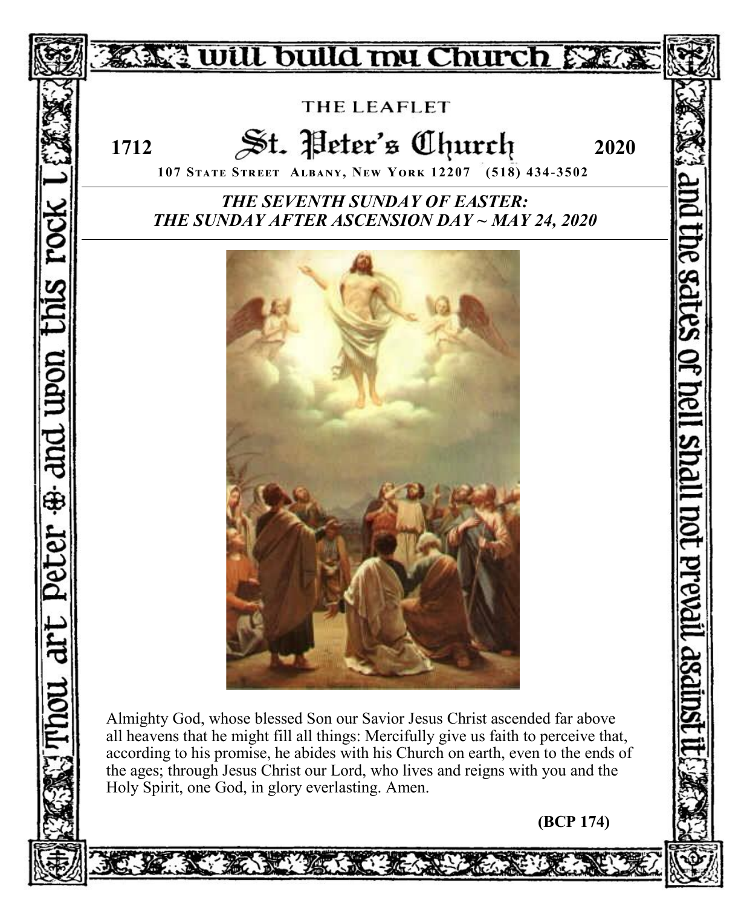I will build my Church

Thou art Peter ✠ and upon this rock I ... and the gates of hell shall not prevail against it

THE LEAFLET

# St. Peter's Church

**1712** **2020**

**107 STATE STREET ALBANY, NEW YORK 12207 (518) 434-3502**

## *THE SEVENTH SUNDAY OF EASTER: THE SUNDAY AFTER ASCENSION DAY ~ MAY 24, 2020*

Almighty God, whose blessed Son our Savior Jesus Christ ascended far above all heavens that he might fill all things: Mercifully give us faith to perceive that, according to his promise, he abides with his Church on earth, even to the ends of the ages; through Jesus Christ our Lord, who lives and reigns with you and the Holy Spirit, one God, in glory everlasting. Amen.

**(BCP 174)**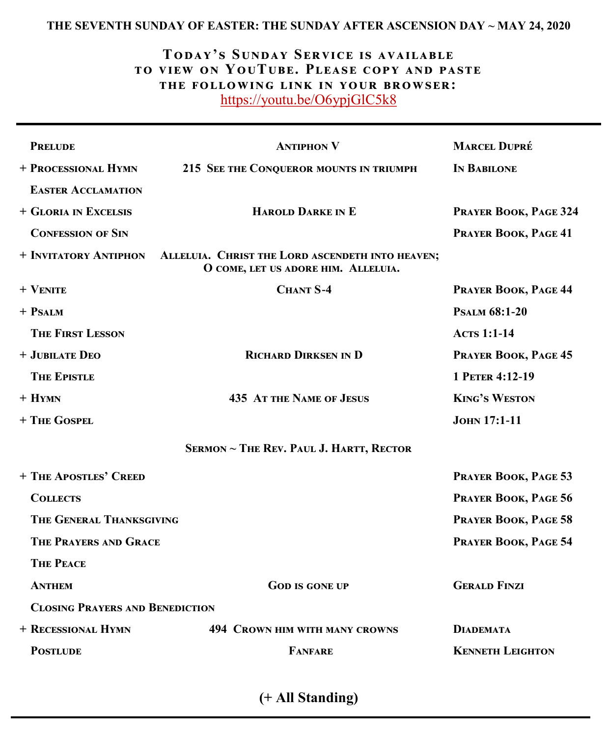**THE SEVENTH SUNDAY OF EASTER: THE SUNDAY AFTER ASCENSION DAY ~ MAY 24, 2020**

**Today's Sunday Service is available to view on YouTube. Please copy and paste the following link in your browser:**
https://youtu.be/O6ypjGlC5k8

| | | |
|---|---|---|
| **Prelude** | **Antiphon V** | **Marcel Dupré** |
| **+ Processional Hymn** | **215 See the Conqueror mounts in triumph** | **In Babilone** |
| **Easter Acclamation** | | |
| **+ Gloria in Excelsis** | **Harold Darke in E** | **Prayer Book, Page 324** |
| **Confession of Sin** | | **Prayer Book, Page 41** |
| **+ Invitatory Antiphon** | **Alleluia. Christ the Lord ascendeth into heaven; O come, let us adore him. Alleluia.** | |
| **+ Venite** | **Chant S-4** | **Prayer Book, Page 44** |
| **+ Psalm** | | **Psalm 68:1-20** |
| **The First Lesson** | | **Acts 1:1-14** |
| **+ Jubilate Deo** | **Richard Dirksen in D** | **Prayer Book, Page 45** |
| **The Epistle** | | **1 Peter 4:12-19** |
| **+ Hymn** | **435 At the Name of Jesus** | **King's Weston** |
| **+ The Gospel** | | **John 17:1-11** |
| | **Sermon ~ The Rev. Paul J. Hartt, Rector** | |
| **+ The Apostles' Creed** | | **Prayer Book, Page 53** |
| **Collects** | | **Prayer Book, Page 56** |
| **The General Thanksgiving** | | **Prayer Book, Page 58** |
| **The Prayers and Grace** | | **Prayer Book, Page 54** |
| **The Peace** | | |
| **Anthem** | **God is gone up** | **Gerald Finzi** |
| **Closing Prayers and Benediction** | | |
| **+ Recessional Hymn** | **494 Crown him with many crowns** | **Diademata** |
| **Postlude** | **Fanfare** | **Kenneth Leighton** |

**(+ All Standing)**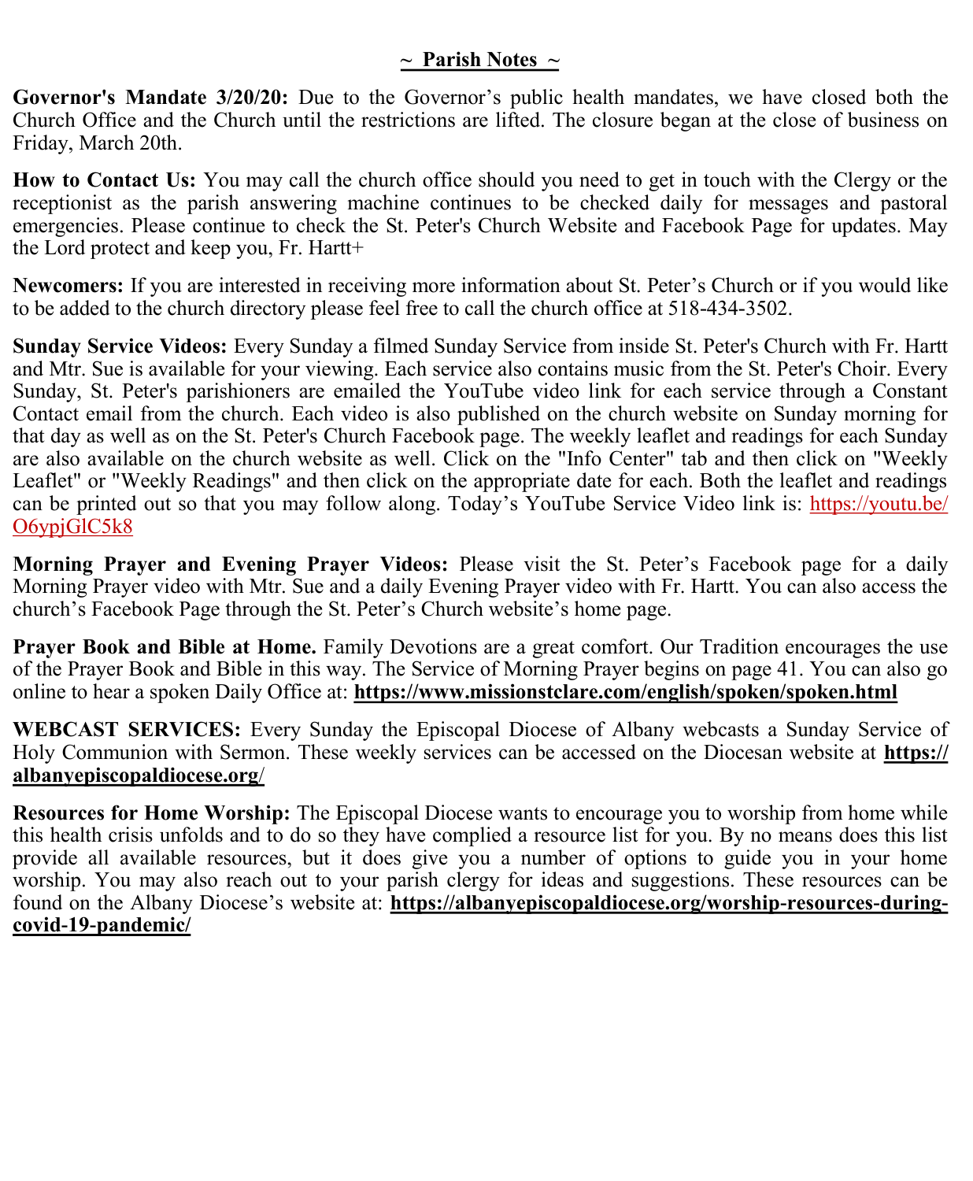## ~ Parish Notes ~

**Governor's Mandate 3/20/20:** Due to the Governor's public health mandates, we have closed both the Church Office and the Church until the restrictions are lifted. The closure began at the close of business on Friday, March 20th.

**How to Contact Us:** You may call the church office should you need to get in touch with the Clergy or the receptionist as the parish answering machine continues to be checked daily for messages and pastoral emergencies. Please continue to check the St. Peter's Church Website and Facebook Page for updates. May the Lord protect and keep you, Fr. Hartt+

**Newcomers:** If you are interested in receiving more information about St. Peter's Church or if you would like to be added to the church directory please feel free to call the church office at 518-434-3502.

**Sunday Service Videos:** Every Sunday a filmed Sunday Service from inside St. Peter's Church with Fr. Hartt and Mtr. Sue is available for your viewing. Each service also contains music from the St. Peter's Choir. Every Sunday, St. Peter's parishioners are emailed the YouTube video link for each service through a Constant Contact email from the church. Each video is also published on the church website on Sunday morning for that day as well as on the St. Peter's Church Facebook page. The weekly leaflet and readings for each Sunday are also available on the church website as well. Click on the "Info Center" tab and then click on "Weekly Leaflet" or "Weekly Readings" and then click on the appropriate date for each. Both the leaflet and readings can be printed out so that you may follow along. Today's YouTube Service Video link is: https://youtu.be/O6ypjGlC5k8

**Morning Prayer and Evening Prayer Videos:** Please visit the St. Peter's Facebook page for a daily Morning Prayer video with Mtr. Sue and a daily Evening Prayer video with Fr. Hartt. You can also access the church's Facebook Page through the St. Peter's Church website's home page.

**Prayer Book and Bible at Home.** Family Devotions are a great comfort. Our Tradition encourages the use of the Prayer Book and Bible in this way. The Service of Morning Prayer begins on page 41. You can also go online to hear a spoken Daily Office at: **https://www.missionstclare.com/english/spoken/spoken.html**

**WEBCAST SERVICES:** Every Sunday the Episcopal Diocese of Albany webcasts a Sunday Service of Holy Communion with Sermon. These weekly services can be accessed on the Diocesan website at **https://albanyepiscopaldiocese.org/**

**Resources for Home Worship:** The Episcopal Diocese wants to encourage you to worship from home while this health crisis unfolds and to do so they have complied a resource list for you. By no means does this list provide all available resources, but it does give you a number of options to guide you in your home worship. You may also reach out to your parish clergy for ideas and suggestions. These resources can be found on the Albany Diocese's website at: **https://albanyepiscopaldiocese.org/worship-resources-during-covid-19-pandemic/**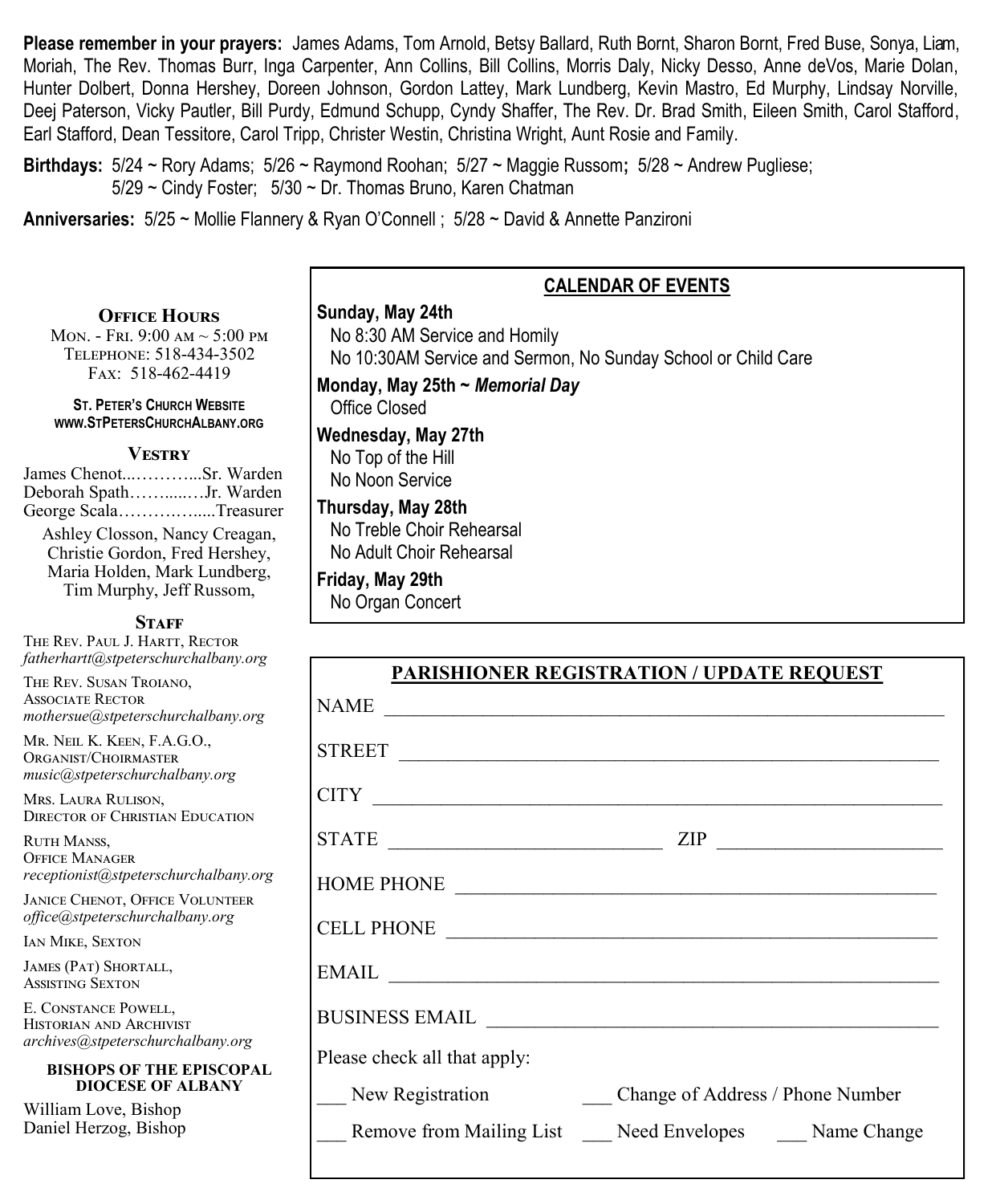**Please remember in your prayers:** James Adams, Tom Arnold, Betsy Ballard, Ruth Bornt, Sharon Bornt, Fred Buse, Sonya, Liam, Moriah, The Rev. Thomas Burr, Inga Carpenter, Ann Collins, Bill Collins, Morris Daly, Nicky Desso, Anne deVos, Marie Dolan, Hunter Dolbert, Donna Hershey, Doreen Johnson, Gordon Lattey, Mark Lundberg, Kevin Mastro, Ed Murphy, Lindsay Norville, Deej Paterson, Vicky Pautler, Bill Purdy, Edmund Schupp, Cyndy Shaffer, The Rev. Dr. Brad Smith, Eileen Smith, Carol Stafford, Earl Stafford, Dean Tessitore, Carol Tripp, Christer Westin, Christina Wright, Aunt Rosie and Family.

**Birthdays:** 5/24 ~ Rory Adams; 5/26 ~ Raymond Roohan; 5/27 ~ Maggie Russom**;** 5/28 ~ Andrew Pugliese; 5/29 ~ Cindy Foster; 5/30 ~ Dr. Thomas Bruno, Karen Chatman

**Anniversaries:** 5/25 ~ Mollie Flannery & Ryan O'Connell ; 5/28 ~ David & Annette Panzironi

### Office Hours

Mon. - Fri. 9:00 am ~ 5:00 pm
Telephone: 518-434-3502
Fax: 518-462-4419

**St. Peter's Church Website**
**www.StPetersChurchAlbany.org**

### Vestry

James Chenot...............Sr. Warden
Deborah Spath..............Jr. Warden
George Scala.................Treasurer

Ashley Closson, Nancy Creagan, Christie Gordon, Fred Hershey, Maria Holden, Mark Lundberg, Tim Murphy, Jeff Russom,

### Staff

The Rev. Paul J. Hartt, Rector
*fatherhartt@stpeterschurchalbany.org*

The Rev. Susan Troiano, Associate Rector
*mothersue@stpeterschurchalbany.org*

Mr. Neil K. Keen, F.A.G.O., Organist/Choirmaster
*music@stpeterschurchalbany.org*

Mrs. Laura Rulison, Director of Christian Education

Ruth Manss, Office Manager
*receptionist@stpeterschurchalbany.org*

Janice Chenot, Office Volunteer
*office@stpeterschurchalbany.org*

Ian Mike, Sexton

James (Pat) Shortall, Assisting Sexton

E. Constance Powell, Historian and Archivist
*archives@stpeterschurchalbany.org*

**Bishops of the Episcopal Diocese of Albany**

William Love, Bishop
Daniel Herzog, Bishop

## CALENDAR OF EVENTS

**Sunday, May 24th**
No 8:30 AM Service and Homily
No 10:30AM Service and Sermon, No Sunday School or Child Care

**Monday, May 25th ~ *Memorial Day***
Office Closed

**Wednesday, May 27th**
No Top of the Hill
No Noon Service

**Thursday, May 28th**
No Treble Choir Rehearsal
No Adult Choir Rehearsal

**Friday, May 29th**
No Organ Concert

## PARISHIONER REGISTRATION / UPDATE REQUEST

NAME ______________________________

STREET ______________________________

CITY ______________________________

STATE ______________ ZIP ______________

HOME PHONE ______________________________

CELL PHONE ______________________________

EMAIL ______________________________

BUSINESS EMAIL ______________________________

Please check all that apply:

___ New Registration ___ Change of Address / Phone Number

___ Remove from Mailing List ___ Need Envelopes ___ Name Change